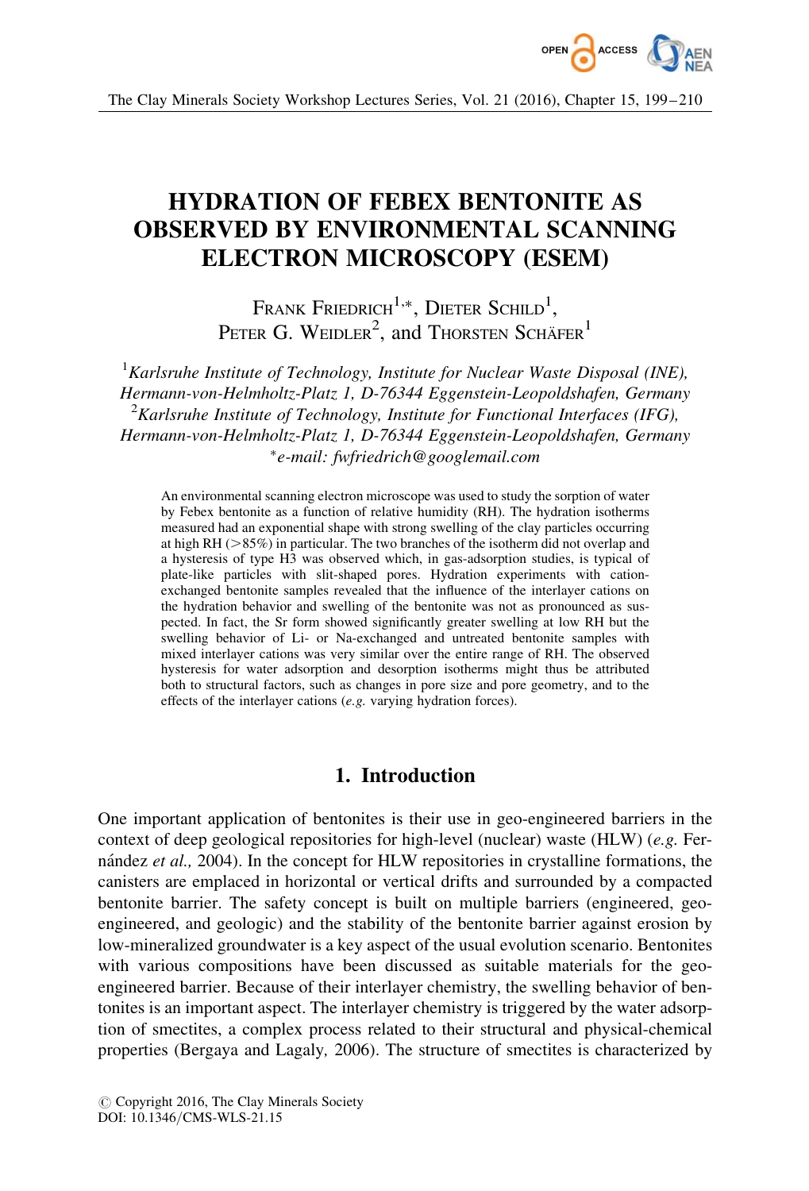# HYDRATION OF FEBEX BENTONITE AS OBSERVED BY ENVIRONMENTAL SCANNING ELECTRON MICROSCOPY (ESEM)

FRANK FRIEDRICH[1,*], DIETER SCHILD[1], PETER G. WEIDLER[2], and THORSTEN SCHÄFER[1]

[1] *Karlsruhe Institute of Technology, Institute for Nuclear Waste Disposal (INE), Hermann-von-Helmholtz-Platz 1, D-76344 Eggenstein-Leopoldshafen, Germany*

[2] *Karlsruhe Institute of Technology, Institute for Functional Interfaces (IFG), Hermann-von-Helmholtz-Platz 1, D-76344 Eggenstein-Leopoldshafen, Germany*

[*] *e-mail: fwfriedrich@googlemail.com*

An environmental scanning electron microscope was used to study the sorption of water by Febex bentonite as a function of relative humidity (RH). The hydration isotherms measured had an exponential shape with strong swelling of the clay particles occurring at high RH (>85%) in particular. The two branches of the isotherm did not overlap and a hysteresis of type H3 was observed which, in gas-adsorption studies, is typical of plate-like particles with slit-shaped pores. Hydration experiments with cation-exchanged bentonite samples revealed that the influence of the interlayer cations on the hydration behavior and swelling of the bentonite was not as pronounced as suspected. In fact, the Sr form showed significantly greater swelling at low RH but the swelling behavior of Li- or Na-exchanged and untreated bentonite samples with mixed interlayer cations was very similar over the entire range of RH. The observed hysteresis for water adsorption and desorption isotherms might thus be attributed both to structural factors, such as changes in pore size and pore geometry, and to the effects of the interlayer cations (*e.g.* varying hydration forces).

## 1. Introduction

One important application of bentonites is their use in geo-engineered barriers in the context of deep geological repositories for high-level (nuclear) waste (HLW) (*e.g.* Fernández *et al.,* 2004). In the concept for HLW repositories in crystalline formations, the canisters are emplaced in horizontal or vertical drifts and surrounded by a compacted bentonite barrier. The safety concept is built on multiple barriers (engineered, geo-engineered, and geologic) and the stability of the bentonite barrier against erosion by low-mineralized groundwater is a key aspect of the usual evolution scenario. Bentonites with various compositions have been discussed as suitable materials for the geo-engineered barrier. Because of their interlayer chemistry, the swelling behavior of bentonites is an important aspect. The interlayer chemistry is triggered by the water adsorption of smectites, a complex process related to their structural and physical-chemical properties (Bergaya and Lagaly, 2006). The structure of smectites is characterized by

© Copyright 2016, The Clay Minerals Society
DOI: 10.1346/CMS-WLS-21.15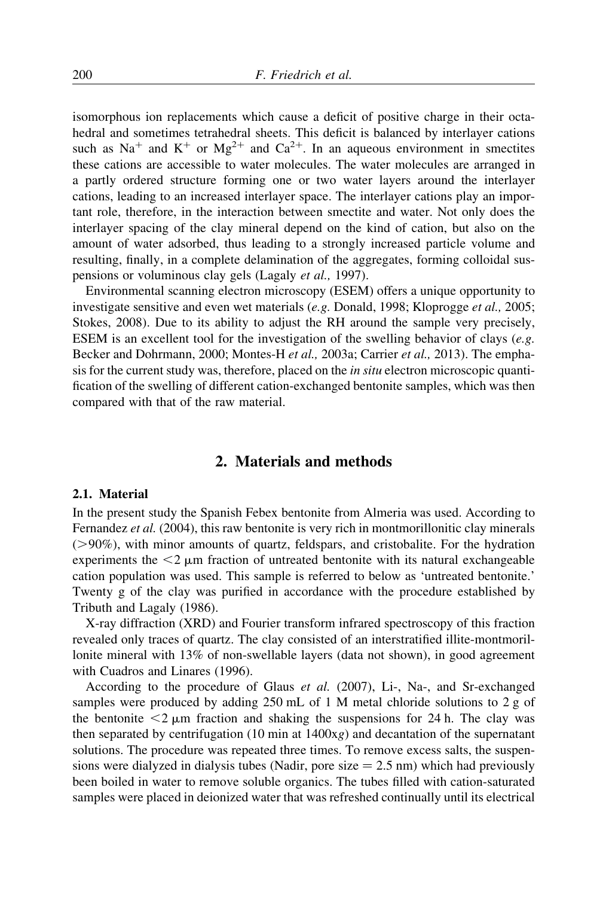isomorphous ion replacements which cause a deficit of positive charge in their octahedral and sometimes tetrahedral sheets. This deficit is balanced by interlayer cations such as $Na^+$ and $K^+$ or $Mg^{2+}$ and $Ca^{2+}$. In an aqueous environment in smectites these cations are accessible to water molecules. The water molecules are arranged in a partly ordered structure forming one or two water layers around the interlayer cations, leading to an increased interlayer space. The interlayer cations play an important role, therefore, in the interaction between smectite and water. Not only does the interlayer spacing of the clay mineral depend on the kind of cation, but also on the amount of water adsorbed, thus leading to a strongly increased particle volume and resulting, finally, in a complete delamination of the aggregates, forming colloidal suspensions or voluminous clay gels (Lagaly *et al.,* 1997).

Environmental scanning electron microscopy (ESEM) offers a unique opportunity to investigate sensitive and even wet materials (*e.g.* Donald, 1998; Kloprogge *et al.,* 2005; Stokes, 2008). Due to its ability to adjust the RH around the sample very precisely, ESEM is an excellent tool for the investigation of the swelling behavior of clays (*e.g.* Becker and Dohrmann, 2000; Montes-H *et al.,* 2003a; Carrier *et al.,* 2013). The emphasis for the current study was, therefore, placed on the *in situ* electron microscopic quantification of the swelling of different cation-exchanged bentonite samples, which was then compared with that of the raw material.

## 2. Materials and methods

### 2.1. Material

In the present study the Spanish Febex bentonite from Almeria was used. According to Fernandez *et al.* (2004), this raw bentonite is very rich in montmorillonitic clay minerals (>90%), with minor amounts of quartz, feldspars, and cristobalite. For the hydration experiments the <2 μm fraction of untreated bentonite with its natural exchangeable cation population was used. This sample is referred to below as 'untreated bentonite.' Twenty g of the clay was purified in accordance with the procedure established by Tributh and Lagaly (1986).

X-ray diffraction (XRD) and Fourier transform infrared spectroscopy of this fraction revealed only traces of quartz. The clay consisted of an interstratified illite-montmorillonite mineral with 13% of non-swellable layers (data not shown), in good agreement with Cuadros and Linares (1996).

According to the procedure of Glaus *et al.* (2007), Li-, Na-, and Sr-exchanged samples were produced by adding 250 mL of 1 M metal chloride solutions to 2 g of the bentonite <2 μm fraction and shaking the suspensions for 24 h. The clay was then separated by centrifugation (10 min at 1400x*g*) and decantation of the supernatant solutions. The procedure was repeated three times. To remove excess salts, the suspensions were dialyzed in dialysis tubes (Nadir, pore size = 2.5 nm) which had previously been boiled in water to remove soluble organics. The tubes filled with cation-saturated samples were placed in deionized water that was refreshed continually until its electrical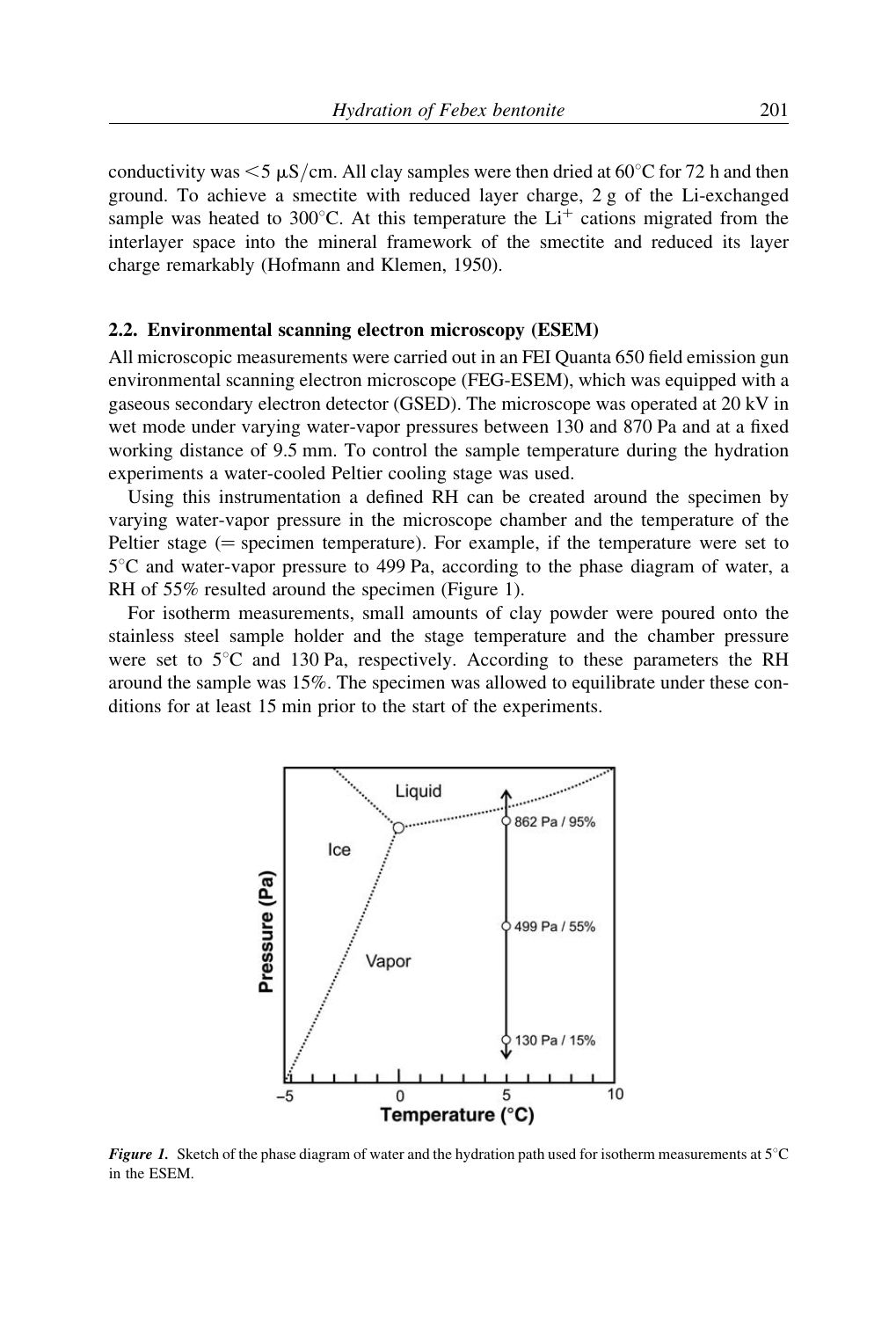conductivity was <5 μS/cm. All clay samples were then dried at 60°C for 72 h and then ground. To achieve a smectite with reduced layer charge, 2 g of the Li-exchanged sample was heated to 300°C. At this temperature the $Li^+$ cations migrated from the interlayer space into the mineral framework of the smectite and reduced its layer charge remarkably (Hofmann and Klemen, 1950).

### 2.2. Environmental scanning electron microscopy (ESEM)

All microscopic measurements were carried out in an FEI Quanta 650 field emission gun environmental scanning electron microscope (FEG-ESEM), which was equipped with a gaseous secondary electron detector (GSED). The microscope was operated at 20 kV in wet mode under varying water-vapor pressures between 130 and 870 Pa and at a fixed working distance of 9.5 mm. To control the sample temperature during the hydration experiments a water-cooled Peltier cooling stage was used.

Using this instrumentation a defined RH can be created around the specimen by varying water-vapor pressure in the microscope chamber and the temperature of the Peltier stage (= specimen temperature). For example, if the temperature were set to 5°C and water-vapor pressure to 499 Pa, according to the phase diagram of water, a RH of 55% resulted around the specimen (Figure 1).

For isotherm measurements, small amounts of clay powder were poured onto the stainless steel sample holder and the stage temperature and the chamber pressure were set to 5°C and 130 Pa, respectively. According to these parameters the RH around the sample was 15%. The specimen was allowed to equilibrate under these conditions for at least 15 min prior to the start of the experiments.

***Figure 1.*** Sketch of the phase diagram of water and the hydration path used for isotherm measurements at 5°C in the ESEM.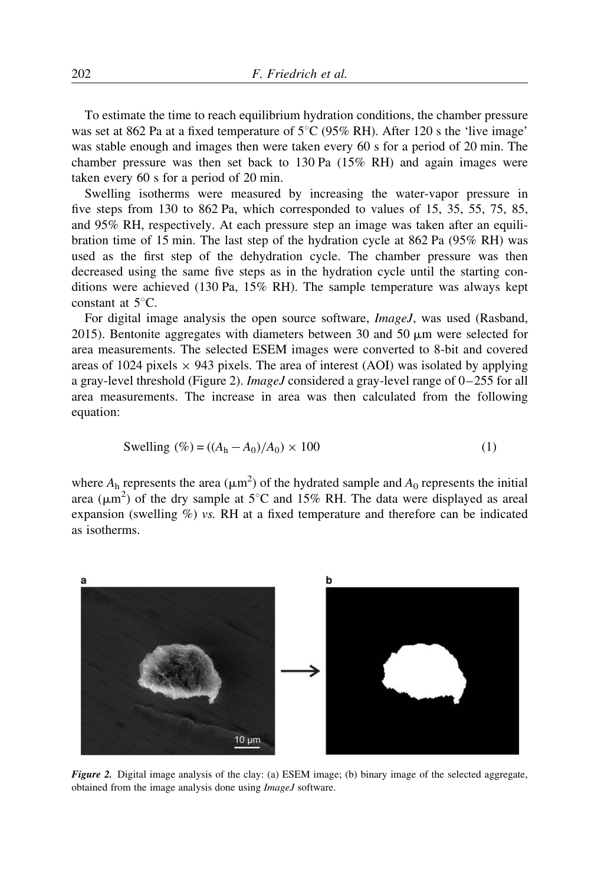To estimate the time to reach equilibrium hydration conditions, the chamber pressure was set at 862 Pa at a fixed temperature of 5°C (95% RH). After 120 s the 'live image' was stable enough and images then were taken every 60 s for a period of 20 min. The chamber pressure was then set back to 130 Pa (15% RH) and again images were taken every 60 s for a period of 20 min.

Swelling isotherms were measured by increasing the water-vapor pressure in five steps from 130 to 862 Pa, which corresponded to values of 15, 35, 55, 75, 85, and 95% RH, respectively. At each pressure step an image was taken after an equilibration time of 15 min. The last step of the hydration cycle at 862 Pa (95% RH) was used as the first step of the dehydration cycle. The chamber pressure was then decreased using the same five steps as in the hydration cycle until the starting conditions were achieved (130 Pa, 15% RH). The sample temperature was always kept constant at 5°C.

For digital image analysis the open source software, *ImageJ*, was used (Rasband, 2015). Bentonite aggregates with diameters between 30 and 50 μm were selected for area measurements. The selected ESEM images were converted to 8-bit and covered areas of 1024 pixels × 943 pixels. The area of interest (AOI) was isolated by applying a gray-level threshold (Figure 2). *ImageJ* considered a gray-level range of 0–255 for all area measurements. The increase in area was then calculated from the following equation:

$$\text{Swelling (\%)} = ((A_h - A_0)/A_0) \times 100 \quad (1)$$

where $A_h$ represents the area ($\mu m^2$) of the hydrated sample and $A_0$ represents the initial area ($\mu m^2$) of the dry sample at 5°C and 15% RH. The data were displayed as areal expansion (swelling %) *vs.* RH at a fixed temperature and therefore can be indicated as isotherms.

***Figure 2.*** Digital image analysis of the clay: (a) ESEM image; (b) binary image of the selected aggregate, obtained from the image analysis done using *ImageJ* software.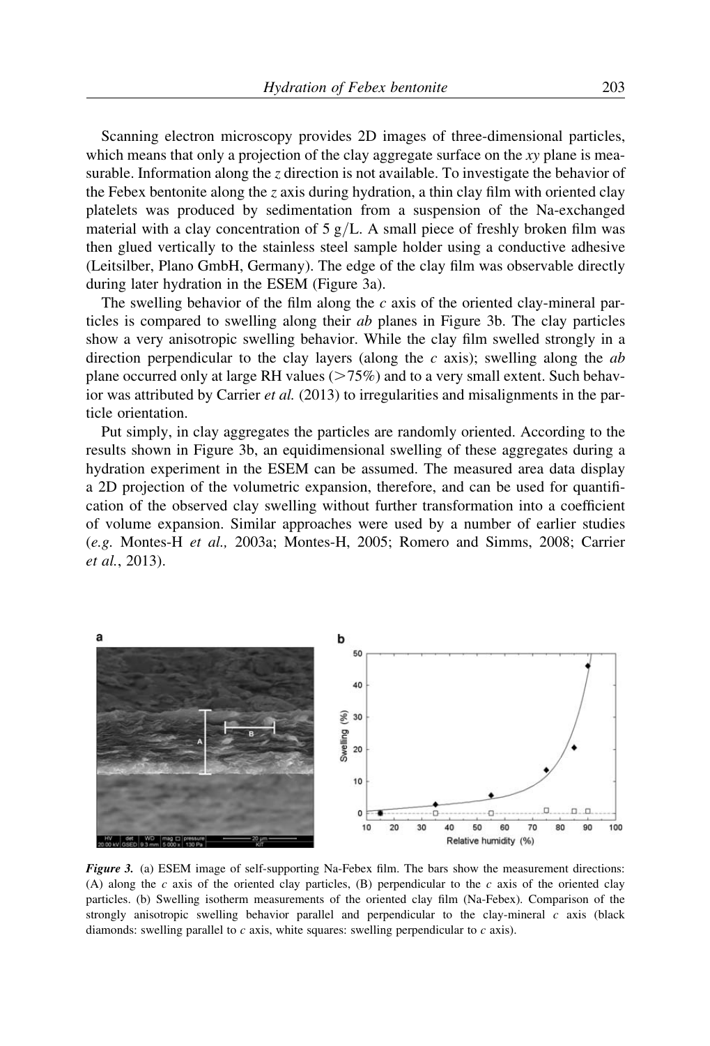Scanning electron microscopy provides 2D images of three-dimensional particles, which means that only a projection of the clay aggregate surface on the *xy* plane is measurable. Information along the *z* direction is not available. To investigate the behavior of the Febex bentonite along the *z* axis during hydration, a thin clay film with oriented clay platelets was produced by sedimentation from a suspension of the Na-exchanged material with a clay concentration of 5 g/L. A small piece of freshly broken film was then glued vertically to the stainless steel sample holder using a conductive adhesive (Leitsilber, Plano GmbH, Germany). The edge of the clay film was observable directly during later hydration in the ESEM (Figure 3a).

The swelling behavior of the film along the *c* axis of the oriented clay-mineral particles is compared to swelling along their *ab* planes in Figure 3b. The clay particles show a very anisotropic swelling behavior. While the clay film swelled strongly in a direction perpendicular to the clay layers (along the *c* axis); swelling along the *ab* plane occurred only at large RH values (>75%) and to a very small extent. Such behavior was attributed by Carrier *et al.* (2013) to irregularities and misalignments in the particle orientation.

Put simply, in clay aggregates the particles are randomly oriented. According to the results shown in Figure 3b, an equidimensional swelling of these aggregates during a hydration experiment in the ESEM can be assumed. The measured area data display a 2D projection of the volumetric expansion, therefore, and can be used for quantification of the observed clay swelling without further transformation into a coefficient of volume expansion. Similar approaches were used by a number of earlier studies (*e.g.* Montes-H *et al.,* 2003a; Montes-H, 2005; Romero and Simms, 2008; Carrier *et al.*, 2013).

***Figure 3.*** (a) ESEM image of self-supporting Na-Febex film. The bars show the measurement directions: (A) along the *c* axis of the oriented clay particles, (B) perpendicular to the *c* axis of the oriented clay particles. (b) Swelling isotherm measurements of the oriented clay film (Na-Febex). Comparison of the strongly anisotropic swelling behavior parallel and perpendicular to the clay-mineral *c* axis (black diamonds: swelling parallel to *c* axis, white squares: swelling perpendicular to *c* axis).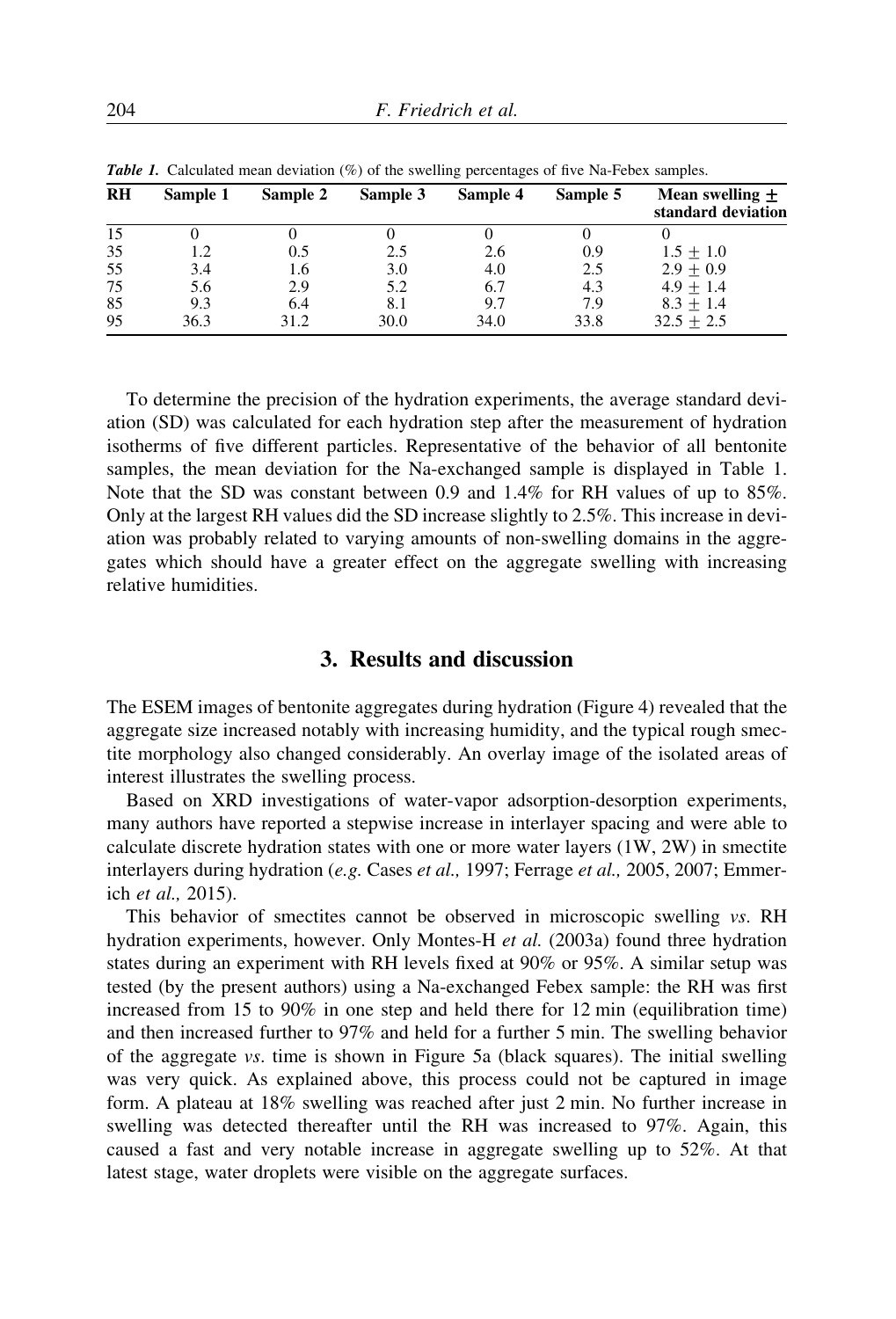*Table 1.* Calculated mean deviation (%) of the swelling percentages of five Na-Febex samples.

| RH | Sample 1 | Sample 2 | Sample 3 | Sample 4 | Sample 5 | Mean swelling ± standard deviation |
|---|---|---|---|---|---|---|
| 15 | 0 | 0 | 0 | 0 | 0 | 0 |
| 35 | 1.2 | 0.5 | 2.5 | 2.6 | 0.9 | 1.5 ± 1.0 |
| 55 | 3.4 | 1.6 | 3.0 | 4.0 | 2.5 | 2.9 ± 0.9 |
| 75 | 5.6 | 2.9 | 5.2 | 6.7 | 4.3 | 4.9 ± 1.4 |
| 85 | 9.3 | 6.4 | 8.1 | 9.7 | 7.9 | 8.3 ± 1.4 |
| 95 | 36.3 | 31.2 | 30.0 | 34.0 | 33.8 | 32.5 ± 2.5 |

To determine the precision of the hydration experiments, the average standard deviation (SD) was calculated for each hydration step after the measurement of hydration isotherms of five different particles. Representative of the behavior of all bentonite samples, the mean deviation for the Na-exchanged sample is displayed in Table 1. Note that the SD was constant between 0.9 and 1.4% for RH values of up to 85%. Only at the largest RH values did the SD increase slightly to 2.5%. This increase in deviation was probably related to varying amounts of non-swelling domains in the aggregates which should have a greater effect on the aggregate swelling with increasing relative humidities.

## 3. Results and discussion

The ESEM images of bentonite aggregates during hydration (Figure 4) revealed that the aggregate size increased notably with increasing humidity, and the typical rough smectite morphology also changed considerably. An overlay image of the isolated areas of interest illustrates the swelling process.

Based on XRD investigations of water-vapor adsorption-desorption experiments, many authors have reported a stepwise increase in interlayer spacing and were able to calculate discrete hydration states with one or more water layers (1W, 2W) in smectite interlayers during hydration (*e.g.* Cases *et al.,* 1997; Ferrage *et al.,* 2005, 2007; Emmerich *et al.,* 2015).

This behavior of smectites cannot be observed in microscopic swelling *vs.* RH hydration experiments, however. Only Montes-H *et al.* (2003a) found three hydration states during an experiment with RH levels fixed at 90% or 95%. A similar setup was tested (by the present authors) using a Na-exchanged Febex sample: the RH was first increased from 15 to 90% in one step and held there for 12 min (equilibration time) and then increased further to 97% and held for a further 5 min. The swelling behavior of the aggregate *vs.* time is shown in Figure 5a (black squares). The initial swelling was very quick. As explained above, this process could not be captured in image form. A plateau at 18% swelling was reached after just 2 min. No further increase in swelling was detected thereafter until the RH was increased to 97%. Again, this caused a fast and very notable increase in aggregate swelling up to 52%. At that latest stage, water droplets were visible on the aggregate surfaces.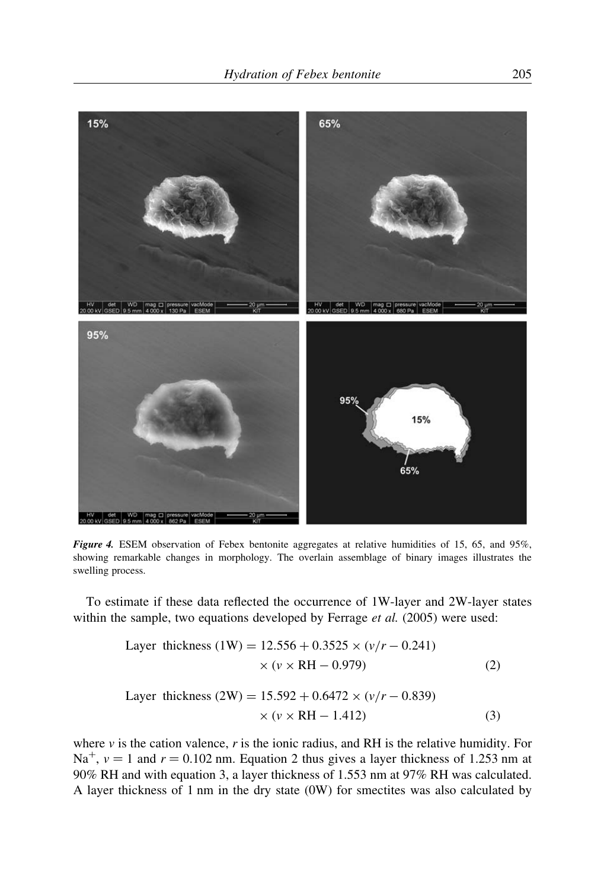*Figure 4.* ESEM observation of Febex bentonite aggregates at relative humidities of 15, 65, and 95%, showing remarkable changes in morphology. The overlain assemblage of binary images illustrates the swelling process.

To estimate if these data reflected the occurrence of 1W-layer and 2W-layer states within the sample, two equations developed by Ferrage *et al.* (2005) were used:

$$\text{Layer thickness (1W)} = 12.556 + 0.3525 \times (v/r - 0.241) \times (v \times \text{RH} - 0.979) \quad (2)$$

$$\text{Layer thickness (2W)} = 15.592 + 0.6472 \times (v/r - 0.839) \times (v \times \text{RH} - 1.412) \quad (3)$$

where $v$ is the cation valence, $r$ is the ionic radius, and RH is the relative humidity. For $Na^+$, $v = 1$ and $r = 0.102$ nm. Equation 2 thus gives a layer thickness of 1.253 nm at 90% RH and with equation 3, a layer thickness of 1.553 nm at 97% RH was calculated. A layer thickness of 1 nm in the dry state (0W) for smectites was also calculated by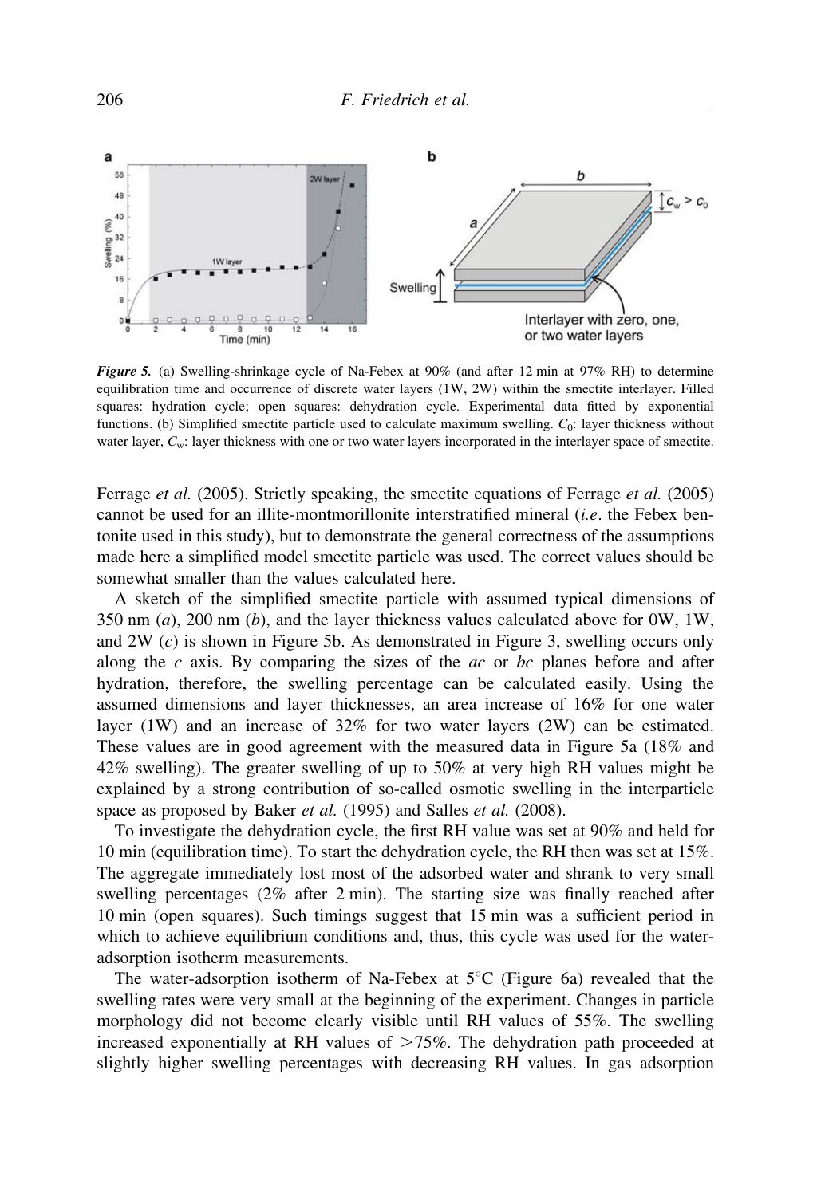**Figure 5.** (a) Swelling-shrinkage cycle of Na-Febex at 90% (and after 12 min at 97% RH) to determine equilibration time and occurrence of discrete water layers (1W, 2W) within the smectite interlayer. Filled squares: hydration cycle; open squares: dehydration cycle. Experimental data fitted by exponential functions. (b) Simplified smectite particle used to calculate maximum swelling. $C_0$: layer thickness without water layer, $C_w$: layer thickness with one or two water layers incorporated in the interlayer space of smectite.

Ferrage *et al.* (2005). Strictly speaking, the smectite equations of Ferrage *et al.* (2005) cannot be used for an illite-montmorillonite interstratified mineral (*i.e.* the Febex bentonite used in this study), but to demonstrate the general correctness of the assumptions made here a simplified model smectite particle was used. The correct values should be somewhat smaller than the values calculated here.

A sketch of the simplified smectite particle with assumed typical dimensions of 350 nm (*a*), 200 nm (*b*), and the layer thickness values calculated above for 0W, 1W, and 2W (*c*) is shown in Figure 5b. As demonstrated in Figure 3, swelling occurs only along the *c* axis. By comparing the sizes of the *ac* or *bc* planes before and after hydration, therefore, the swelling percentage can be calculated easily. Using the assumed dimensions and layer thicknesses, an area increase of 16% for one water layer (1W) and an increase of 32% for two water layers (2W) can be estimated. These values are in good agreement with the measured data in Figure 5a (18% and 42% swelling). The greater swelling of up to 50% at very high RH values might be explained by a strong contribution of so-called osmotic swelling in the interparticle space as proposed by Baker *et al.* (1995) and Salles *et al.* (2008).

To investigate the dehydration cycle, the first RH value was set at 90% and held for 10 min (equilibration time). To start the dehydration cycle, the RH then was set at 15%. The aggregate immediately lost most of the adsorbed water and shrank to very small swelling percentages (2% after 2 min). The starting size was finally reached after 10 min (open squares). Such timings suggest that 15 min was a sufficient period in which to achieve equilibrium conditions and, thus, this cycle was used for the water-adsorption isotherm measurements.

The water-adsorption isotherm of Na-Febex at 5°C (Figure 6a) revealed that the swelling rates were very small at the beginning of the experiment. Changes in particle morphology did not become clearly visible until RH values of 55%. The swelling increased exponentially at RH values of >75%. The dehydration path proceeded at slightly higher swelling percentages with decreasing RH values. In gas adsorption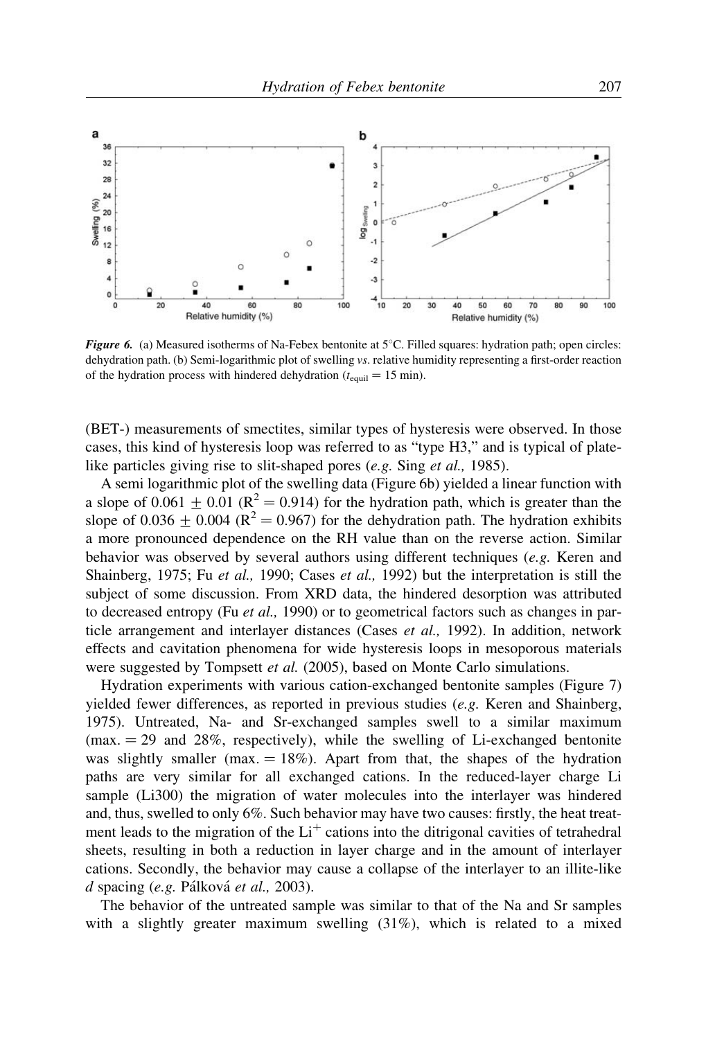*Figure 6.* (a) Measured isotherms of Na-Febex bentonite at 5°C. Filled squares: hydration path; open circles: dehydration path. (b) Semi-logarithmic plot of swelling *vs.* relative humidity representing a first-order reaction of the hydration process with hindered dehydration ($t_{equil}$ = 15 min).

(BET-) measurements of smectites, similar types of hysteresis were observed. In those cases, this kind of hysteresis loop was referred to as "type H3," and is typical of plate-like particles giving rise to slit-shaped pores (*e.g.* Sing *et al.,* 1985).

A semi logarithmic plot of the swelling data (Figure 6b) yielded a linear function with a slope of 0.061 ± 0.01 ($R^2$ = 0.914) for the hydration path, which is greater than the slope of 0.036 ± 0.004 ($R^2$ = 0.967) for the dehydration path. The hydration exhibits a more pronounced dependence on the RH value than on the reverse action. Similar behavior was observed by several authors using different techniques (*e.g.* Keren and Shainberg, 1975; Fu *et al.,* 1990; Cases *et al.,* 1992) but the interpretation is still the subject of some discussion. From XRD data, the hindered desorption was attributed to decreased entropy (Fu *et al.,* 1990) or to geometrical factors such as changes in particle arrangement and interlayer distances (Cases *et al.,* 1992). In addition, network effects and cavitation phenomena for wide hysteresis loops in mesoporous materials were suggested by Tompsett *et al.* (2005), based on Monte Carlo simulations.

Hydration experiments with various cation-exchanged bentonite samples (Figure 7) yielded fewer differences, as reported in previous studies (*e.g.* Keren and Shainberg, 1975). Untreated, Na- and Sr-exchanged samples swell to a similar maximum (max. = 29 and 28%, respectively), while the swelling of Li-exchanged bentonite was slightly smaller (max. = 18%). Apart from that, the shapes of the hydration paths are very similar for all exchanged cations. In the reduced-layer charge Li sample (Li300) the migration of water molecules into the interlayer was hindered and, thus, swelled to only 6%. Such behavior may have two causes: firstly, the heat treatment leads to the migration of the $Li^+$ cations into the ditrigonal cavities of tetrahedral sheets, resulting in both a reduction in layer charge and in the amount of interlayer cations. Secondly, the behavior may cause a collapse of the interlayer to an illite-like *d* spacing (*e.g.* Pálková *et al.,* 2003).

The behavior of the untreated sample was similar to that of the Na and Sr samples with a slightly greater maximum swelling (31%), which is related to a mixed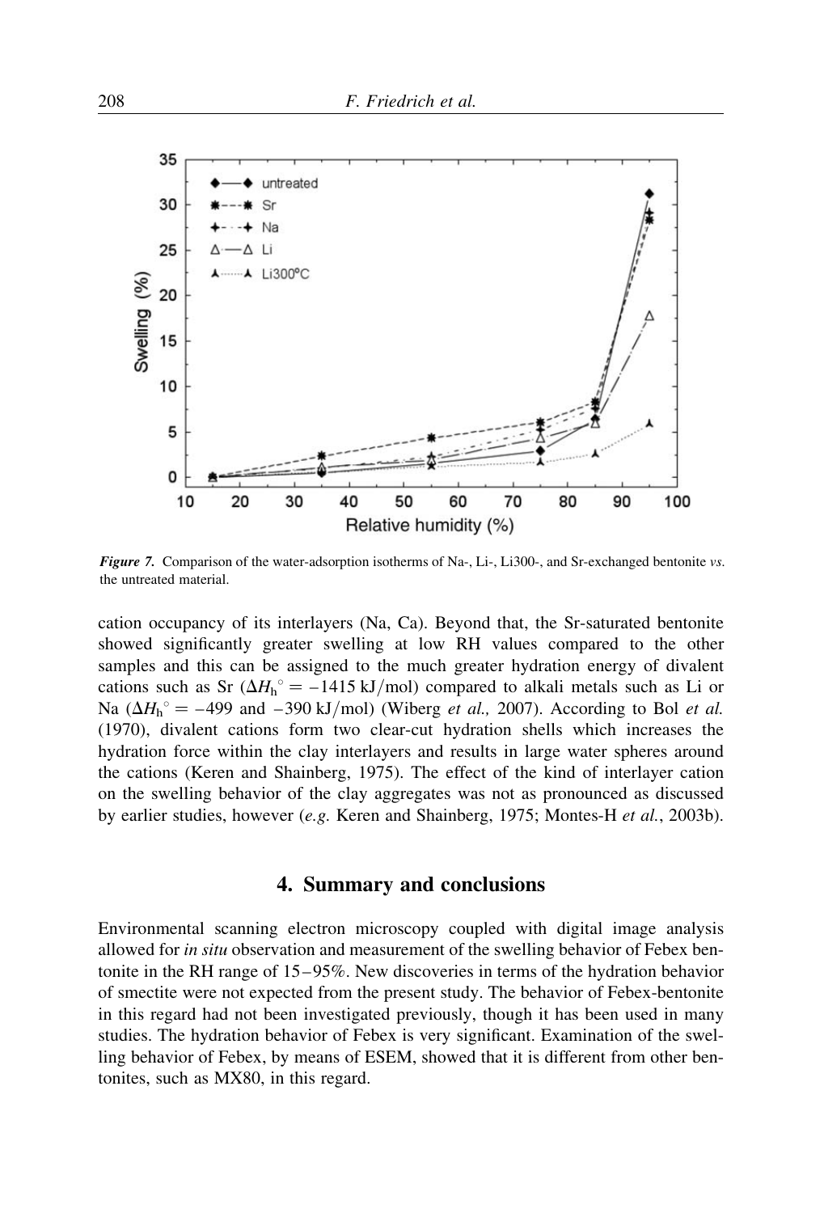*Figure 7.* Comparison of the water-adsorption isotherms of Na-, Li-, Li300-, and Sr-exchanged bentonite *vs.* the untreated material.

cation occupancy of its interlayers (Na, Ca). Beyond that, the Sr-saturated bentonite showed significantly greater swelling at low RH values compared to the other samples and this can be assigned to the much greater hydration energy of divalent cations such as Sr ($\Delta H_h^\circ = -1415$ kJ/mol) compared to alkali metals such as Li or Na ($\Delta H_h^\circ = -499$ and $-390$ kJ/mol) (Wiberg *et al.,* 2007). According to Bol *et al.* (1970), divalent cations form two clear-cut hydration shells which increases the hydration force within the clay interlayers and results in large water spheres around the cations (Keren and Shainberg, 1975). The effect of the kind of interlayer cation on the swelling behavior of the clay aggregates was not as pronounced as discussed by earlier studies, however (*e.g.* Keren and Shainberg, 1975; Montes-H *et al.*, 2003b).

## 4. Summary and conclusions

Environmental scanning electron microscopy coupled with digital image analysis allowed for *in situ* observation and measurement of the swelling behavior of Febex bentonite in the RH range of 15–95%. New discoveries in terms of the hydration behavior of smectite were not expected from the present study. The behavior of Febex-bentonite in this regard had not been investigated previously, though it has been used in many studies. The hydration behavior of Febex is very significant. Examination of the swelling behavior of Febex, by means of ESEM, showed that it is different from other bentonites, such as MX80, in this regard.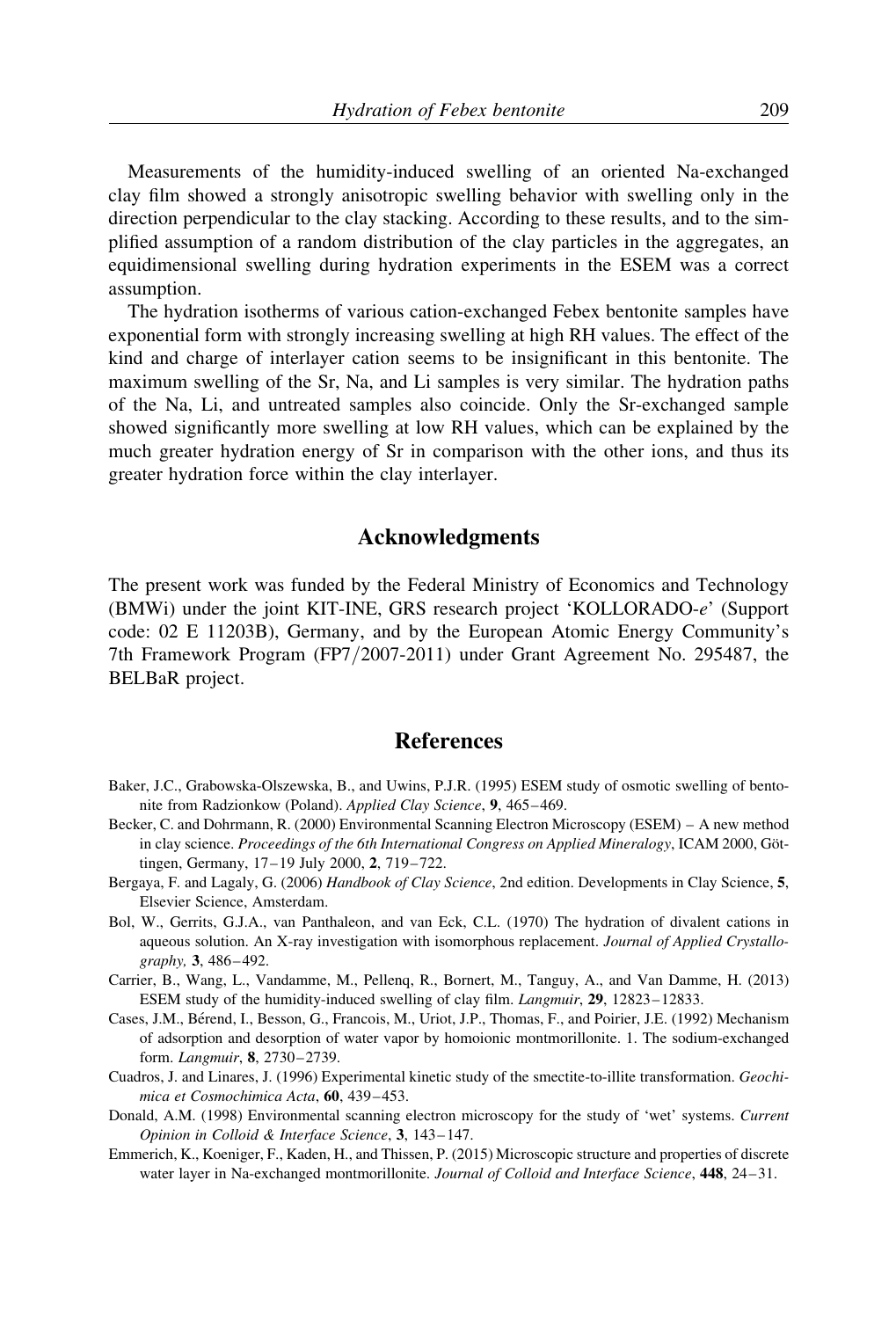Measurements of the humidity-induced swelling of an oriented Na-exchanged clay film showed a strongly anisotropic swelling behavior with swelling only in the direction perpendicular to the clay stacking. According to these results, and to the simplified assumption of a random distribution of the clay particles in the aggregates, an equidimensional swelling during hydration experiments in the ESEM was a correct assumption.

The hydration isotherms of various cation-exchanged Febex bentonite samples have exponential form with strongly increasing swelling at high RH values. The effect of the kind and charge of interlayer cation seems to be insignificant in this bentonite. The maximum swelling of the Sr, Na, and Li samples is very similar. The hydration paths of the Na, Li, and untreated samples also coincide. Only the Sr-exchanged sample showed significantly more swelling at low RH values, which can be explained by the much greater hydration energy of Sr in comparison with the other ions, and thus its greater hydration force within the clay interlayer.

## Acknowledgments

The present work was funded by the Federal Ministry of Economics and Technology (BMWi) under the joint KIT-INE, GRS research project 'KOLLORADO-*e*' (Support code: 02 E 11203B), Germany, and by the European Atomic Energy Community's 7th Framework Program (FP7/2007-2011) under Grant Agreement No. 295487, the BELBaR project.

## References

Baker, J.C., Grabowska-Olszewska, B., and Uwins, P.J.R. (1995) ESEM study of osmotic swelling of bentonite from Radzionkow (Poland). *Applied Clay Science*, **9**, 465–469.

Becker, C. and Dohrmann, R. (2000) Environmental Scanning Electron Microscopy (ESEM) – A new method in clay science. *Proceedings of the 6th International Congress on Applied Mineralogy*, ICAM 2000, Göttingen, Germany, 17–19 July 2000, **2**, 719–722.

Bergaya, F. and Lagaly, G. (2006) *Handbook of Clay Science*, 2nd edition. Developments in Clay Science, **5**, Elsevier Science, Amsterdam.

Bol, W., Gerrits, G.J.A., van Panthaleon, and van Eck, C.L. (1970) The hydration of divalent cations in aqueous solution. An X-ray investigation with isomorphous replacement. *Journal of Applied Crystallography,* **3**, 486–492.

Carrier, B., Wang, L., Vandamme, M., Pellenq, R., Bornert, M., Tanguy, A., and Van Damme, H. (2013) ESEM study of the humidity-induced swelling of clay film. *Langmuir*, **29**, 12823–12833.

Cases, J.M., Bérend, I., Besson, G., Francois, M., Uriot, J.P., Thomas, F., and Poirier, J.E. (1992) Mechanism of adsorption and desorption of water vapor by homoionic montmorillonite. 1. The sodium-exchanged form. *Langmuir*, **8**, 2730–2739.

Cuadros, J. and Linares, J. (1996) Experimental kinetic study of the smectite-to-illite transformation. *Geochimica et Cosmochimica Acta*, **60**, 439–453.

Donald, A.M. (1998) Environmental scanning electron microscopy for the study of 'wet' systems. *Current Opinion in Colloid & Interface Science*, **3**, 143–147.

Emmerich, K., Koeniger, F., Kaden, H., and Thissen, P. (2015) Microscopic structure and properties of discrete water layer in Na-exchanged montmorillonite. *Journal of Colloid and Interface Science*, **448**, 24–31.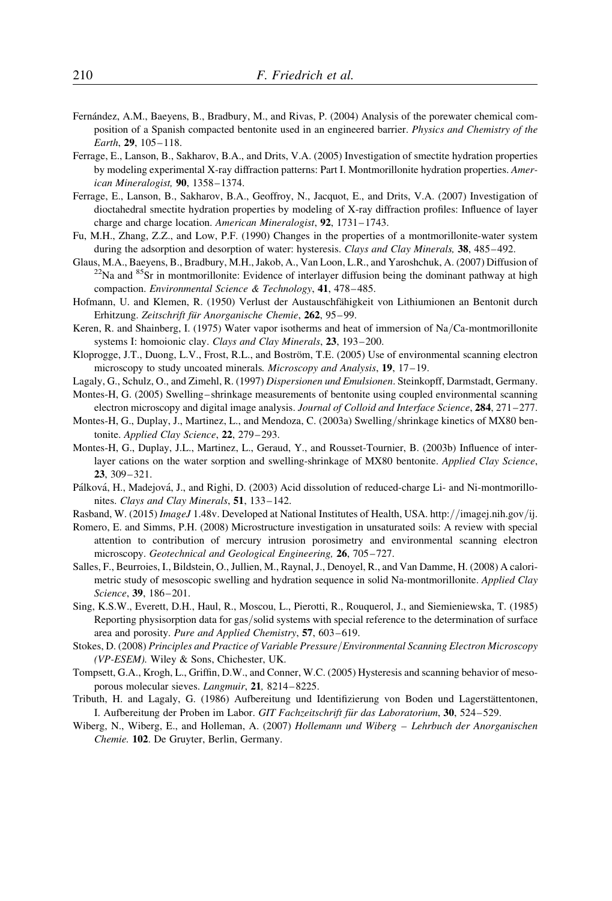Fernández, A.M., Baeyens, B., Bradbury, M., and Rivas, P. (2004) Analysis of the porewater chemical composition of a Spanish compacted bentonite used in an engineered barrier. *Physics and Chemistry of the Earth*, **29**, 105–118.

Ferrage, E., Lanson, B., Sakharov, B.A., and Drits, V.A. (2005) Investigation of smectite hydration properties by modeling experimental X-ray diffraction patterns: Part I. Montmorillonite hydration properties. *American Mineralogist,* **90**, 1358–1374.

Ferrage, E., Lanson, B., Sakharov, B.A., Geoffroy, N., Jacquot, E., and Drits, V.A. (2007) Investigation of dioctahedral smectite hydration properties by modeling of X-ray diffraction profiles: Influence of layer charge and charge location. *American Mineralogist*, **92**, 1731–1743.

Fu, M.H., Zhang, Z.Z., and Low, P.F. (1990) Changes in the properties of a montmorillonite-water system during the adsorption and desorption of water: hysteresis. *Clays and Clay Minerals,* **38**, 485–492.

Glaus, M.A., Baeyens, B., Bradbury, M.H., Jakob, A., Van Loon, L.R., and Yaroshchuk, A. (2007) Diffusion of $^{22}$Na and $^{85}$Sr in montmorillonite: Evidence of interlayer diffusion being the dominant pathway at high compaction. *Environmental Science & Technology*, **41**, 478–485.

Hofmann, U. and Klemen, R. (1950) Verlust der Austauschfähigkeit von Lithiumionen an Bentonit durch Erhitzung. *Zeitschrift für Anorganische Chemie*, **262**, 95–99.

Keren, R. and Shainberg, I. (1975) Water vapor isotherms and heat of immersion of Na/Ca-montmorillonite systems I: homoionic clay. *Clays and Clay Minerals*, **23**, 193–200.

Kloprogge, J.T., Duong, L.V., Frost, R.L., and Boström, T.E. (2005) Use of environmental scanning electron microscopy to study uncoated minerals. *Microscopy and Analysis*, **19**, 17–19.

Lagaly, G., Schulz, O., and Zimehl, R. (1997) *Dispersionen und Emulsionen*. Steinkopff, Darmstadt, Germany.

Montes-H, G. (2005) Swelling–shrinkage measurements of bentonite using coupled environmental scanning electron microscopy and digital image analysis. *Journal of Colloid and Interface Science*, **284**, 271–277.

Montes-H, G., Duplay, J., Martinez, L., and Mendoza, C. (2003a) Swelling/shrinkage kinetics of MX80 bentonite. *Applied Clay Science*, **22**, 279–293.

Montes-H, G., Duplay, J.L., Martinez, L., Geraud, Y., and Rousset-Tournier, B. (2003b) Influence of interlayer cations on the water sorption and swelling-shrinkage of MX80 bentonite. *Applied Clay Science*, **23**, 309–321.

Pálková, H., Madejová, J., and Righi, D. (2003) Acid dissolution of reduced-charge Li- and Ni-montmorillonites. *Clays and Clay Minerals*, **51**, 133–142.

Rasband, W. (2015) *ImageJ* 1.48v. Developed at National Institutes of Health, USA. http://imagej.nih.gov/ij.

Romero, E. and Simms, P.H. (2008) Microstructure investigation in unsaturated soils: A review with special attention to contribution of mercury intrusion porosimetry and environmental scanning electron microscopy. *Geotechnical and Geological Engineering,* **26**, 705–727.

Salles, F., Beurroies, I., Bildstein, O., Jullien, M., Raynal, J., Denoyel, R., and Van Damme, H. (2008) A calorimetric study of mesoscopic swelling and hydration sequence in solid Na-montmorillonite. *Applied Clay Science*, **39**, 186–201.

Sing, K.S.W., Everett, D.H., Haul, R., Moscou, L., Pierotti, R., Rouquerol, J., and Siemieniewska, T. (1985) Reporting physisorption data for gas/solid systems with special reference to the determination of surface area and porosity. *Pure and Applied Chemistry*, **57**, 603–619.

Stokes, D. (2008) *Principles and Practice of Variable Pressure/Environmental Scanning Electron Microscopy (VP-ESEM).* Wiley & Sons, Chichester, UK.

Tompsett, G.A., Krogh, L., Griffin, D.W., and Conner, W.C. (2005) Hysteresis and scanning behavior of mesoporous molecular sieves. *Langmuir*, **21***,* 8214–8225.

Tributh, H. and Lagaly, G. (1986) Aufbereitung und Identifizierung von Boden und Lagerstättentonen, I. Aufbereitung der Proben im Labor. *GIT Fachzeitschrift für das Laboratorium*, **30**, 524–529.

Wiberg, N., Wiberg, E., and Holleman, A. (2007) *Hollemann und Wiberg – Lehrbuch der Anorganischen Chemie.* **102**. De Gruyter, Berlin, Germany.